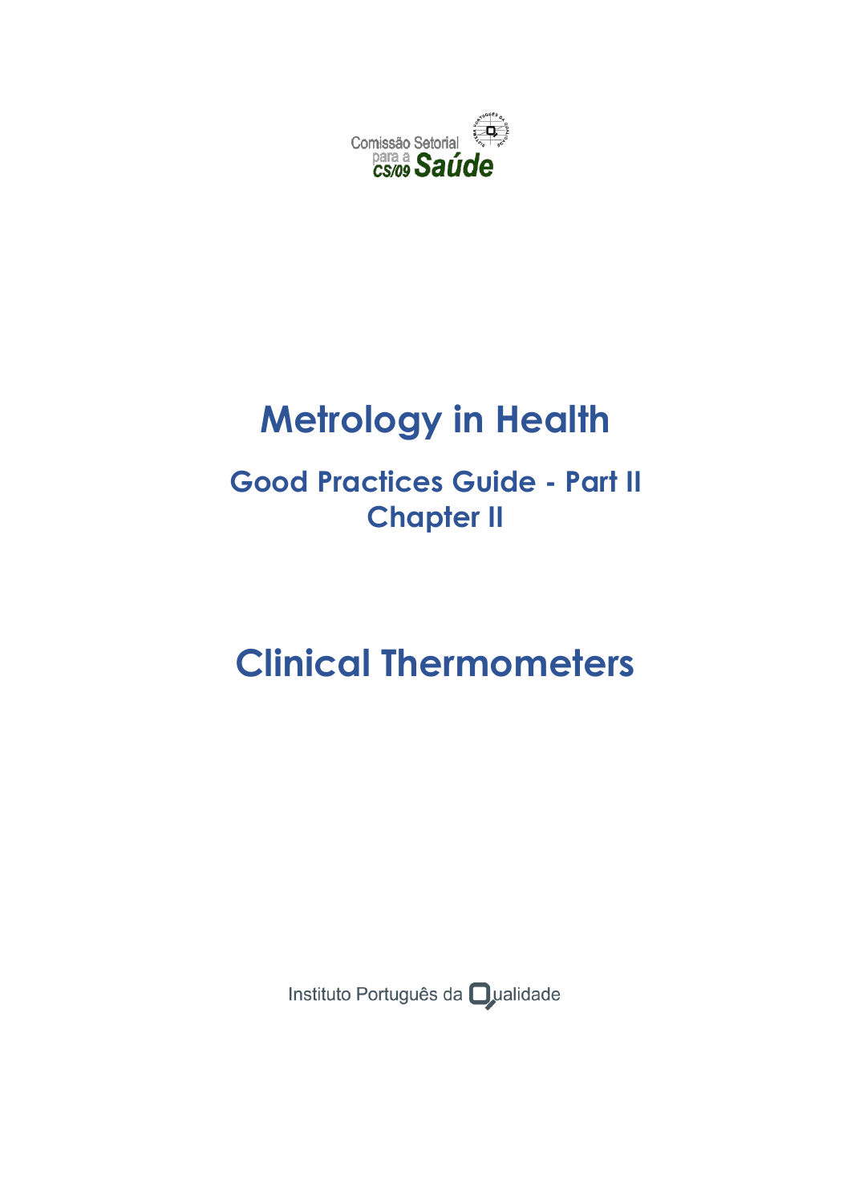Comissão Setorial para a Saúde CS/09

# Metrology in Health

## Good Practices Guide - Part II
## Chapter II

# Clinical Thermometers

Instituto Português da Qualidade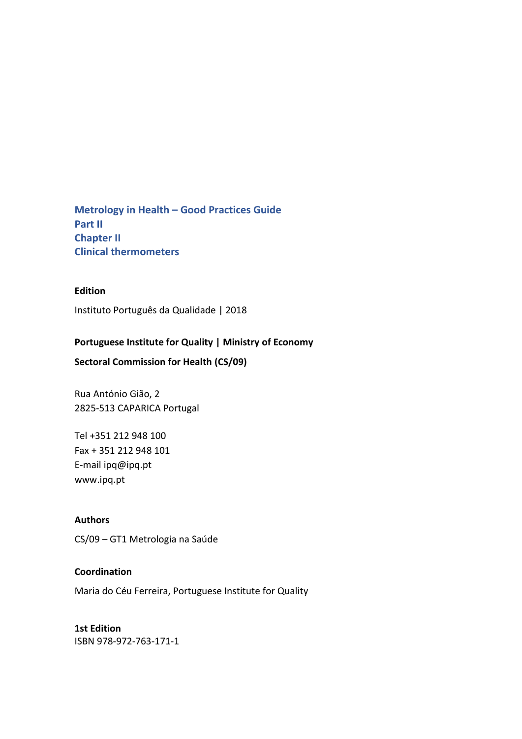**Metrology in Health – Good Practices Guide**
**Part II**
**Chapter II**
**Clinical thermometers**

**Edition**

Instituto Português da Qualidade | 2018

**Portuguese Institute for Quality | Ministry of Economy**

**Sectoral Commission for Health (CS/09)**

Rua António Gião, 2
2825-513 CAPARICA Portugal

Tel +351 212 948 100
Fax + 351 212 948 101
E-mail ipq@ipq.pt
www.ipq.pt

**Authors**

CS/09 – GT1 Metrologia na Saúde

**Coordination**

Maria do Céu Ferreira, Portuguese Institute for Quality

**1st Edition**
ISBN 978-972-763-171-1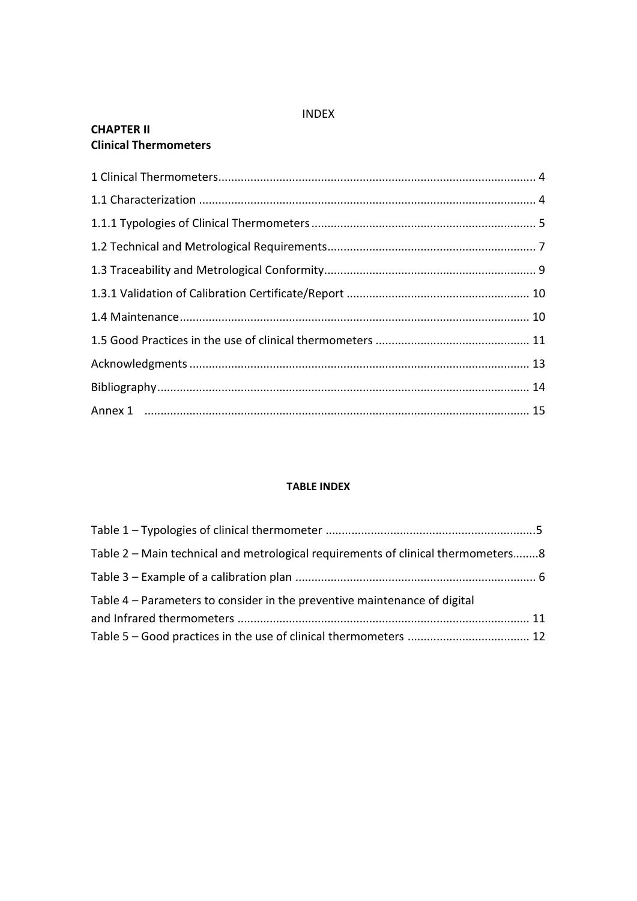INDEX

**CHAPTER II**
**Clinical Thermometers**

1 Clinical Thermometers.................................................................................................. 4

1.1 Characterization ........................................................................................................ 4

1.1.1 Typologies of Clinical Thermometers ..................................................................... 5

1.2 Technical and Metrological Requirements................................................................. 7

1.3 Traceability and Metrological Conformity................................................................. 9

1.3.1 Validation of Calibration Certificate/Report ......................................................... 10

1.4 Maintenance............................................................................................................ 10

1.5 Good Practices in the use of clinical thermometers ................................................ 11

Acknowledgments ......................................................................................................... 13

Bibliography................................................................................................................... 14

Annex 1 ....................................................................................................................... 15

**TABLE INDEX**

Table 1 – Typologies of clinical thermometer .................................................................5

Table 2 – Main technical and metrological requirements of clinical thermometers........8

Table 3 – Example of a calibration plan ........................................................................... 6

Table 4 – Parameters to consider in the preventive maintenance of digital and Infrared thermometers .......................................................................................... 11

Table 5 – Good practices in the use of clinical thermometers ...................................... 12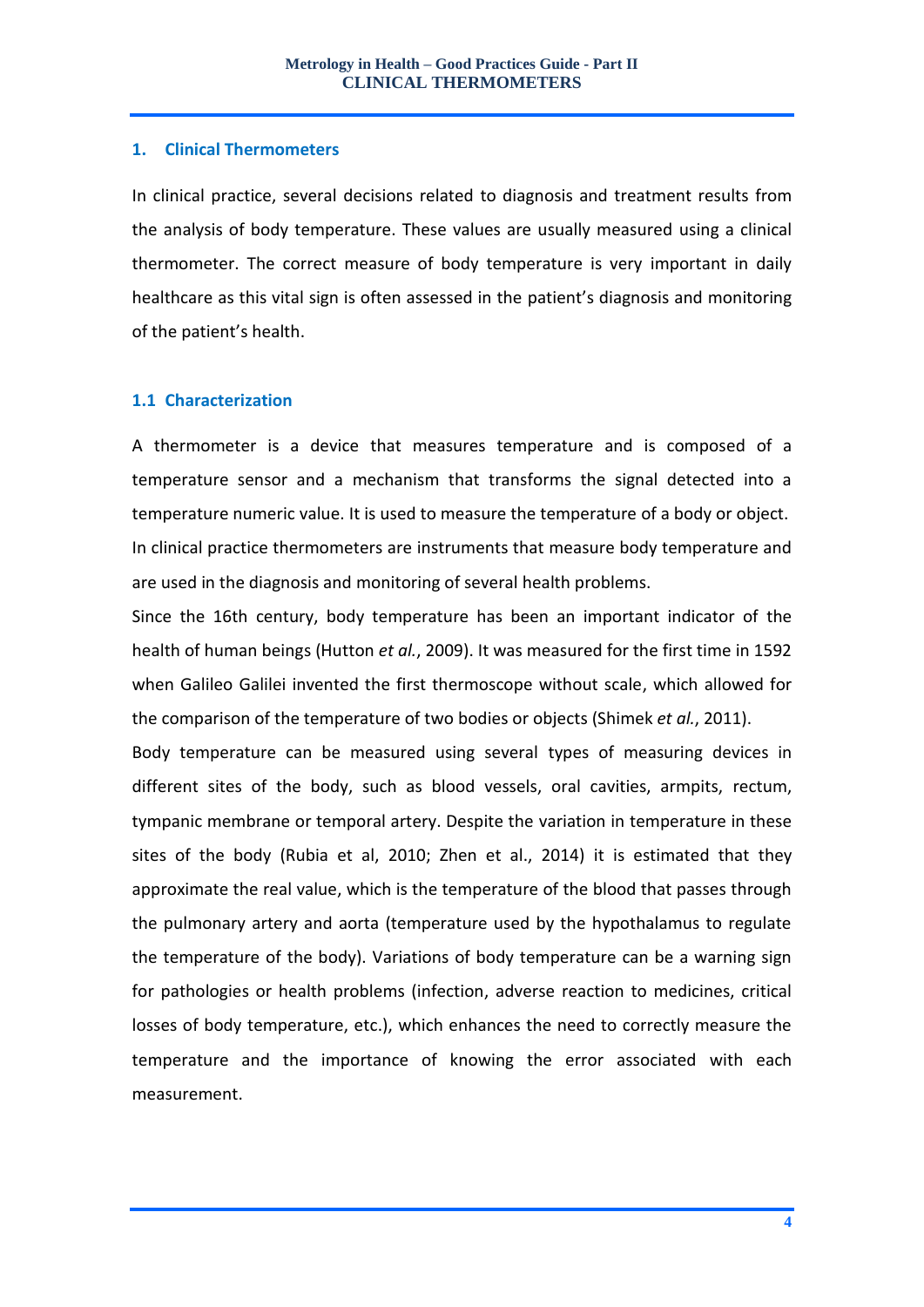## 1. Clinical Thermometers

In clinical practice, several decisions related to diagnosis and treatment results from the analysis of body temperature. These values are usually measured using a clinical thermometer. The correct measure of body temperature is very important in daily healthcare as this vital sign is often assessed in the patient's diagnosis and monitoring of the patient's health.

### 1.1 Characterization

A thermometer is a device that measures temperature and is composed of a temperature sensor and a mechanism that transforms the signal detected into a temperature numeric value. It is used to measure the temperature of a body or object. In clinical practice thermometers are instruments that measure body temperature and are used in the diagnosis and monitoring of several health problems.

Since the 16th century, body temperature has been an important indicator of the health of human beings (Hutton *et al.*, 2009). It was measured for the first time in 1592 when Galileo Galilei invented the first thermoscope without scale, which allowed for the comparison of the temperature of two bodies or objects (Shimek *et al.*, 2011).

Body temperature can be measured using several types of measuring devices in different sites of the body, such as blood vessels, oral cavities, armpits, rectum, tympanic membrane or temporal artery. Despite the variation in temperature in these sites of the body (Rubia et al, 2010; Zhen et al., 2014) it is estimated that they approximate the real value, which is the temperature of the blood that passes through the pulmonary artery and aorta (temperature used by the hypothalamus to regulate the temperature of the body). Variations of body temperature can be a warning sign for pathologies or health problems (infection, adverse reaction to medicines, critical losses of body temperature, etc.), which enhances the need to correctly measure the temperature and the importance of knowing the error associated with each measurement.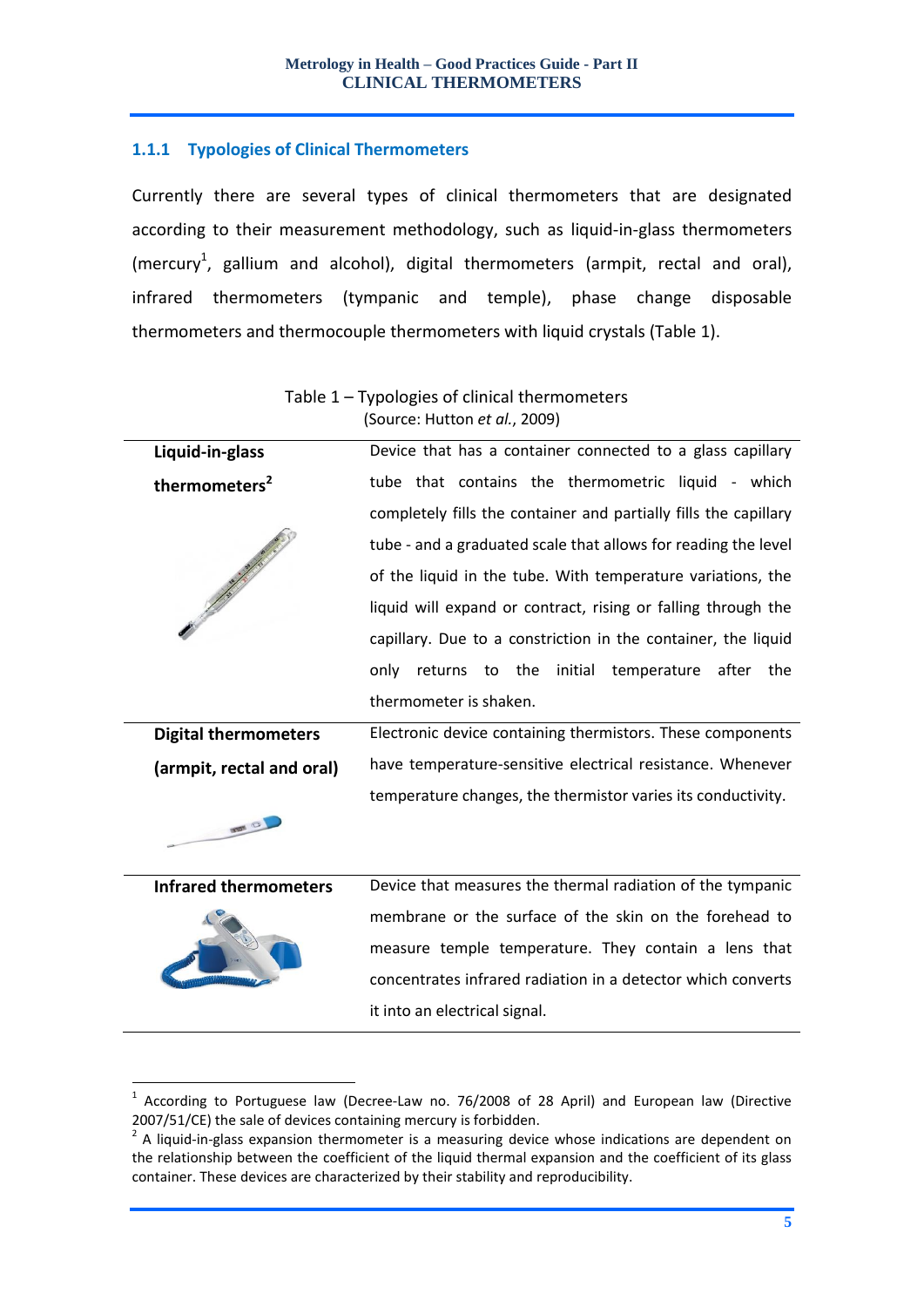### 1.1.1 Typologies of Clinical Thermometers

Currently there are several types of clinical thermometers that are designated according to their measurement methodology, such as liquid-in-glass thermometers (mercury[1], gallium and alcohol), digital thermometers (armpit, rectal and oral), infrared thermometers (tympanic and temple), phase change disposable thermometers and thermocouple thermometers with liquid crystals (Table 1).

Table 1 – Typologies of clinical thermometers
(Source: Hutton *et al.*, 2009)

| | |
|---|---|
| **Liquid-in-glass thermometers[2]** | Device that has a container connected to a glass capillary tube that contains the thermometric liquid - which completely fills the container and partially fills the capillary tube - and a graduated scale that allows for reading the level of the liquid in the tube. With temperature variations, the liquid will expand or contract, rising or falling through the capillary. Due to a constriction in the container, the liquid only returns to the initial temperature after the thermometer is shaken. |
| **Digital thermometers (armpit, rectal and oral)** | Electronic device containing thermistors. These components have temperature-sensitive electrical resistance. Whenever temperature changes, the thermistor varies its conductivity. |
| **Infrared thermometers** | Device that measures the thermal radiation of the tympanic membrane or the surface of the skin on the forehead to measure temple temperature. They contain a lens that concentrates infrared radiation in a detector which converts it into an electrical signal. |

[1] According to Portuguese law (Decree-Law no. 76/2008 of 28 April) and European law (Directive 2007/51/CE) the sale of devices containing mercury is forbidden.

[2] A liquid-in-glass expansion thermometer is a measuring device whose indications are dependent on the relationship between the coefficient of the liquid thermal expansion and the coefficient of its glass container. These devices are characterized by their stability and reproducibility.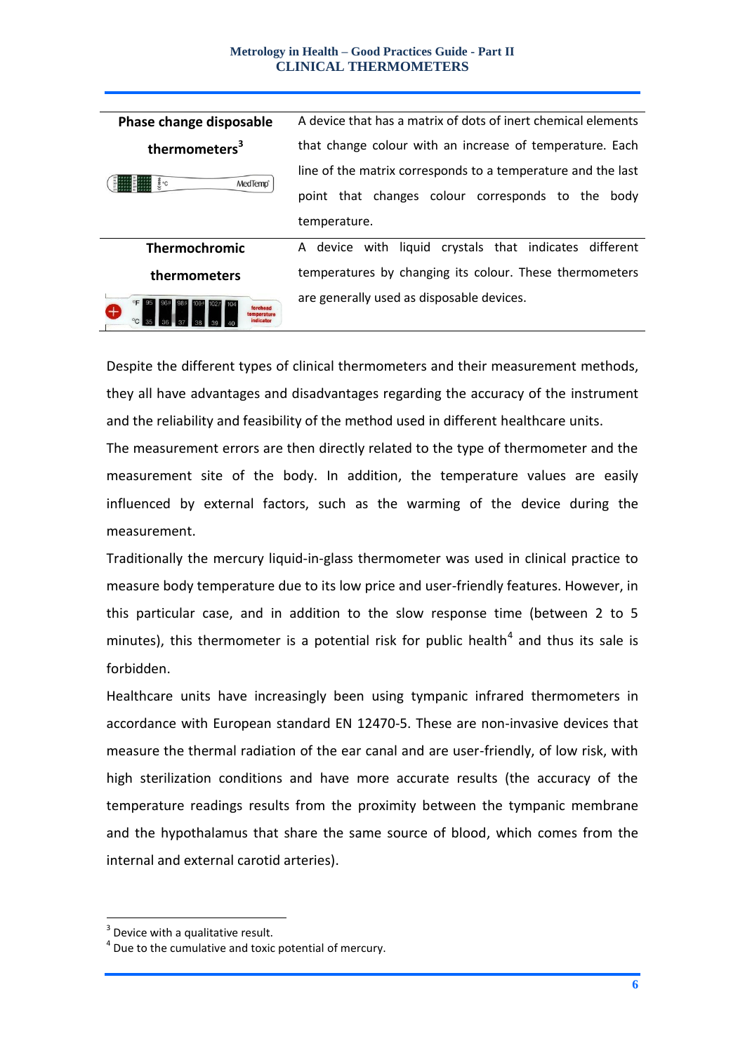| | |
|---|---|
| **Phase change disposable thermometers**[3] | A device that has a matrix of dots of inert chemical elements that change colour with an increase of temperature. Each line of the matrix corresponds to a temperature and the last point that changes colour corresponds to the body temperature. |
| **Thermochromic thermometers** | A device with liquid crystals that indicates different temperatures by changing its colour. These thermometers are generally used as disposable devices. |

Despite the different types of clinical thermometers and their measurement methods, they all have advantages and disadvantages regarding the accuracy of the instrument and the reliability and feasibility of the method used in different healthcare units.

The measurement errors are then directly related to the type of thermometer and the measurement site of the body. In addition, the temperature values are easily influenced by external factors, such as the warming of the device during the measurement.

Traditionally the mercury liquid-in-glass thermometer was used in clinical practice to measure body temperature due to its low price and user-friendly features. However, in this particular case, and in addition to the slow response time (between 2 to 5 minutes), this thermometer is a potential risk for public health[4] and thus its sale is forbidden.

Healthcare units have increasingly been using tympanic infrared thermometers in accordance with European standard EN 12470-5. These are non-invasive devices that measure the thermal radiation of the ear canal and are user-friendly, of low risk, with high sterilization conditions and have more accurate results (the accuracy of the temperature readings results from the proximity between the tympanic membrane and the hypothalamus that share the same source of blood, which comes from the internal and external carotid arteries).

---

[3] Device with a qualitative result.

[4] Due to the cumulative and toxic potential of mercury.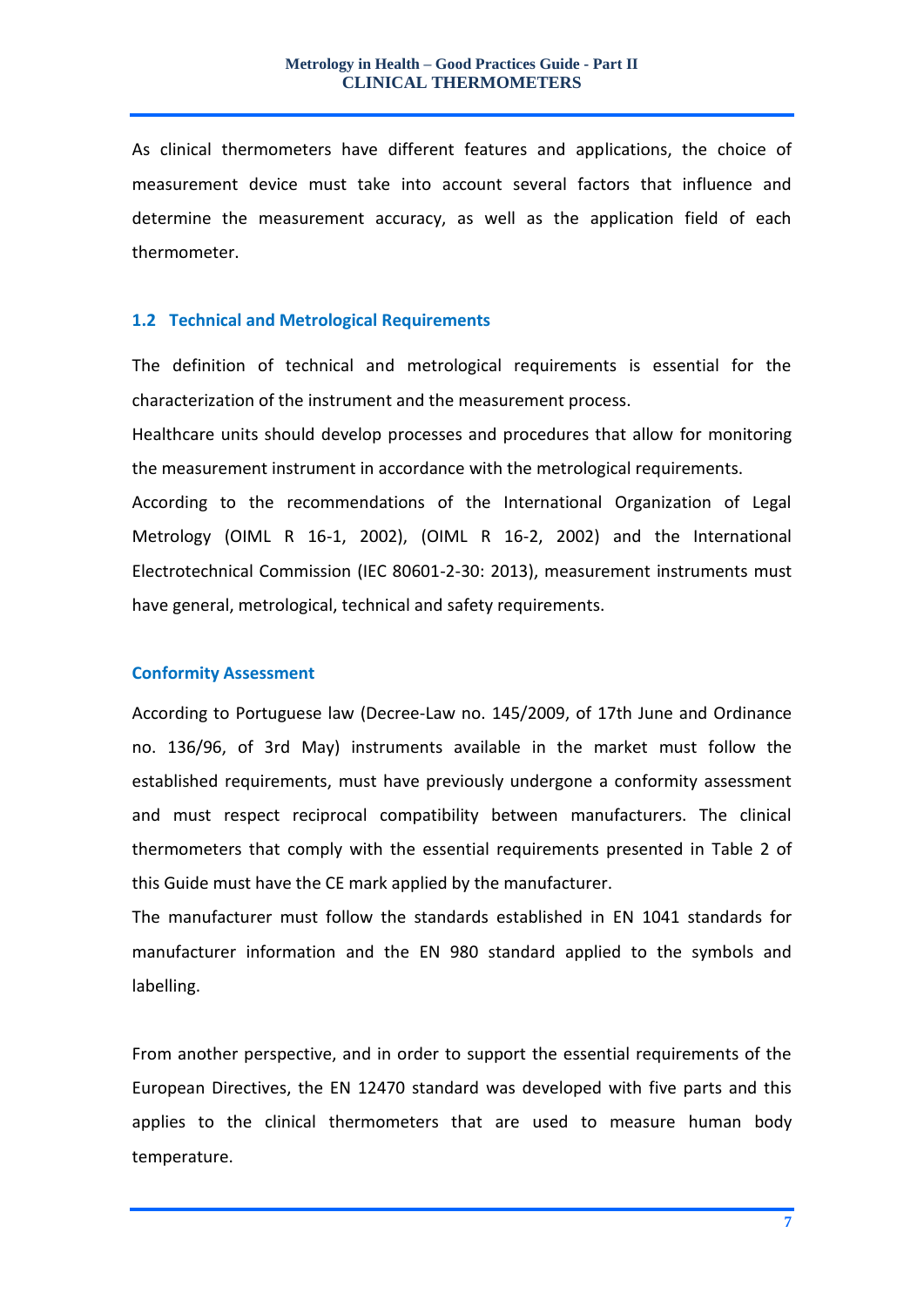As clinical thermometers have different features and applications, the choice of measurement device must take into account several factors that influence and determine the measurement accuracy, as well as the application field of each thermometer.

## 1.2 Technical and Metrological Requirements

The definition of technical and metrological requirements is essential for the characterization of the instrument and the measurement process.

Healthcare units should develop processes and procedures that allow for monitoring the measurement instrument in accordance with the metrological requirements.

According to the recommendations of the International Organization of Legal Metrology (OIML R 16-1, 2002), (OIML R 16-2, 2002) and the International Electrotechnical Commission (IEC 80601-2-30: 2013), measurement instruments must have general, metrological, technical and safety requirements.

### Conformity Assessment

According to Portuguese law (Decree-Law no. 145/2009, of 17th June and Ordinance no. 136/96, of 3rd May) instruments available in the market must follow the established requirements, must have previously undergone a conformity assessment and must respect reciprocal compatibility between manufacturers. The clinical thermometers that comply with the essential requirements presented in Table 2 of this Guide must have the CE mark applied by the manufacturer.

The manufacturer must follow the standards established in EN 1041 standards for manufacturer information and the EN 980 standard applied to the symbols and labelling.

From another perspective, and in order to support the essential requirements of the European Directives, the EN 12470 standard was developed with five parts and this applies to the clinical thermometers that are used to measure human body temperature.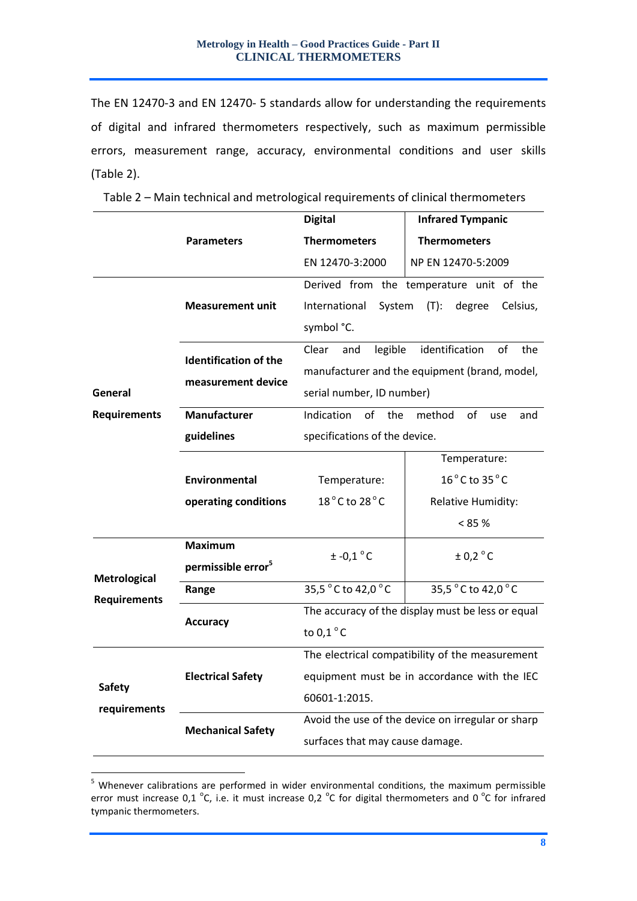The EN 12470-3 and EN 12470- 5 standards allow for understanding the requirements of digital and infrared thermometers respectively, such as maximum permissible errors, measurement range, accuracy, environmental conditions and user skills (Table 2).

Table 2 – Main technical and metrological requirements of clinical thermometers

| | Parameters | Digital Thermometers EN 12470-3:2000 | Infrared Tympanic Thermometers NP EN 12470-5:2009 |
|---|---|---|---|
| General Requirements | Measurement unit | Derived from the temperature unit of the International System (T): degree Celsius, symbol °C. | |
| | Identification of the measurement device | Clear and legible identification of the manufacturer and the equipment (brand, model, serial number, ID number) | |
| | Manufacturer guidelines | Indication of the method of use and specifications of the device. | |
| | Environmental operating conditions | Temperature: 18 °C to 28 °C | Temperature: 16 °C to 35 °C Relative Humidity: < 85 % |
| Metrological Requirements | Maximum permissible error[5] | ± -0,1 °C | ± 0,2 °C |
| | Range | 35,5 °C to 42,0 °C | 35,5 °C to 42,0 °C |
| | Accuracy | The accuracy of the display must be less or equal to 0,1 °C | |
| Safety requirements | Electrical Safety | The electrical compatibility of the measurement equipment must be in accordance with the IEC 60601-1:2015. | |
| | Mechanical Safety | Avoid the use of the device on irregular or sharp surfaces that may cause damage. | |

[5] Whenever calibrations are performed in wider environmental conditions, the maximum permissible error must increase 0,1 °C, i.e. it must increase 0,2 °C for digital thermometers and 0 °C for infrared tympanic thermometers.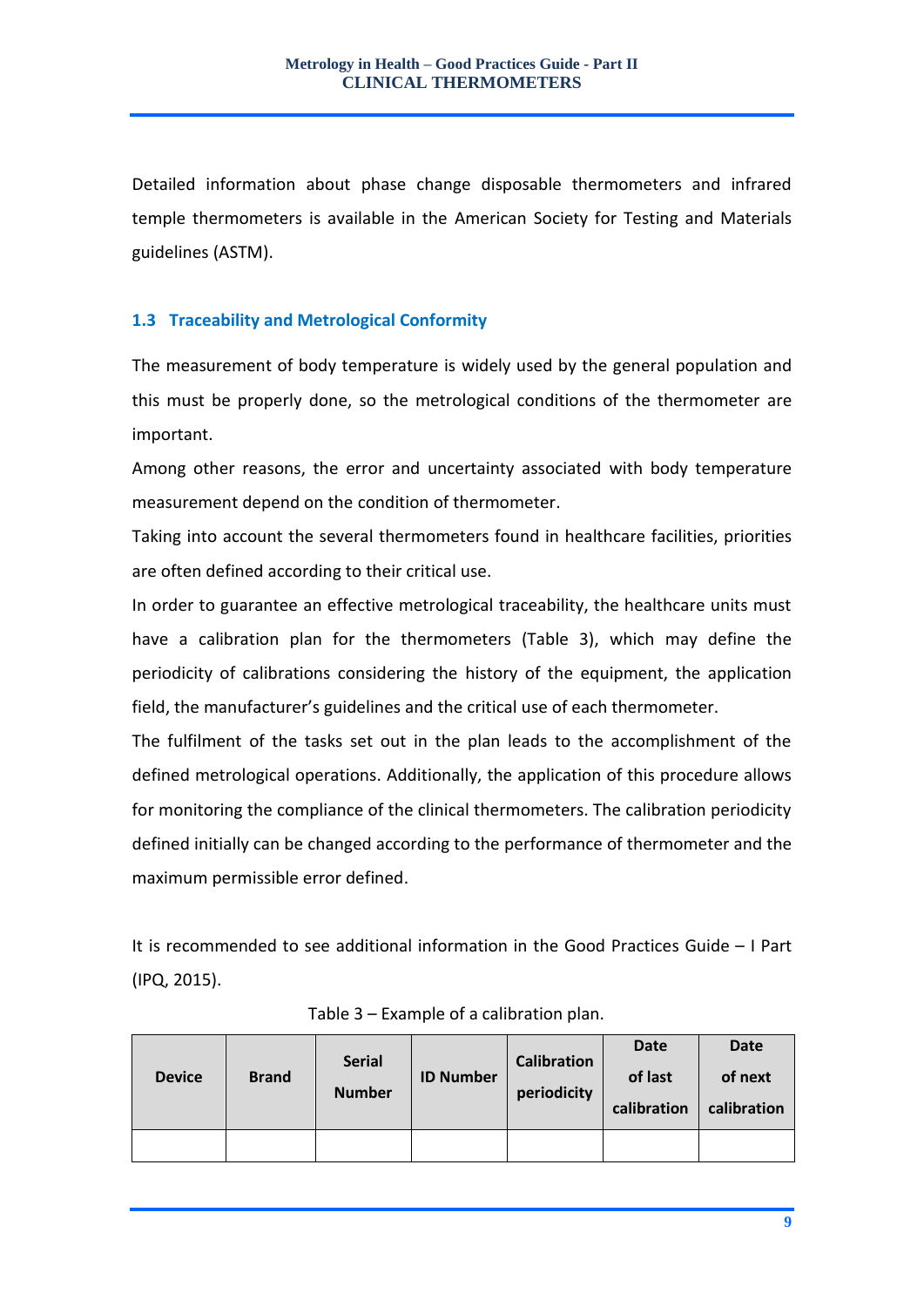Detailed information about phase change disposable thermometers and infrared temple thermometers is available in the American Society for Testing and Materials guidelines (ASTM).

### 1.3 Traceability and Metrological Conformity

The measurement of body temperature is widely used by the general population and this must be properly done, so the metrological conditions of the thermometer are important.

Among other reasons, the error and uncertainty associated with body temperature measurement depend on the condition of thermometer.

Taking into account the several thermometers found in healthcare facilities, priorities are often defined according to their critical use.

In order to guarantee an effective metrological traceability, the healthcare units must have a calibration plan for the thermometers (Table 3), which may define the periodicity of calibrations considering the history of the equipment, the application field, the manufacturer's guidelines and the critical use of each thermometer.

The fulfilment of the tasks set out in the plan leads to the accomplishment of the defined metrological operations. Additionally, the application of this procedure allows for monitoring the compliance of the clinical thermometers. The calibration periodicity defined initially can be changed according to the performance of thermometer and the maximum permissible error defined.

It is recommended to see additional information in the Good Practices Guide – I Part (IPQ, 2015).

Table 3 – Example of a calibration plan.

| Device | Brand | Serial Number | ID Number | Calibration periodicity | Date of last calibration | Date of next calibration |
|---|---|---|---|---|---|---|
| | | | | | | |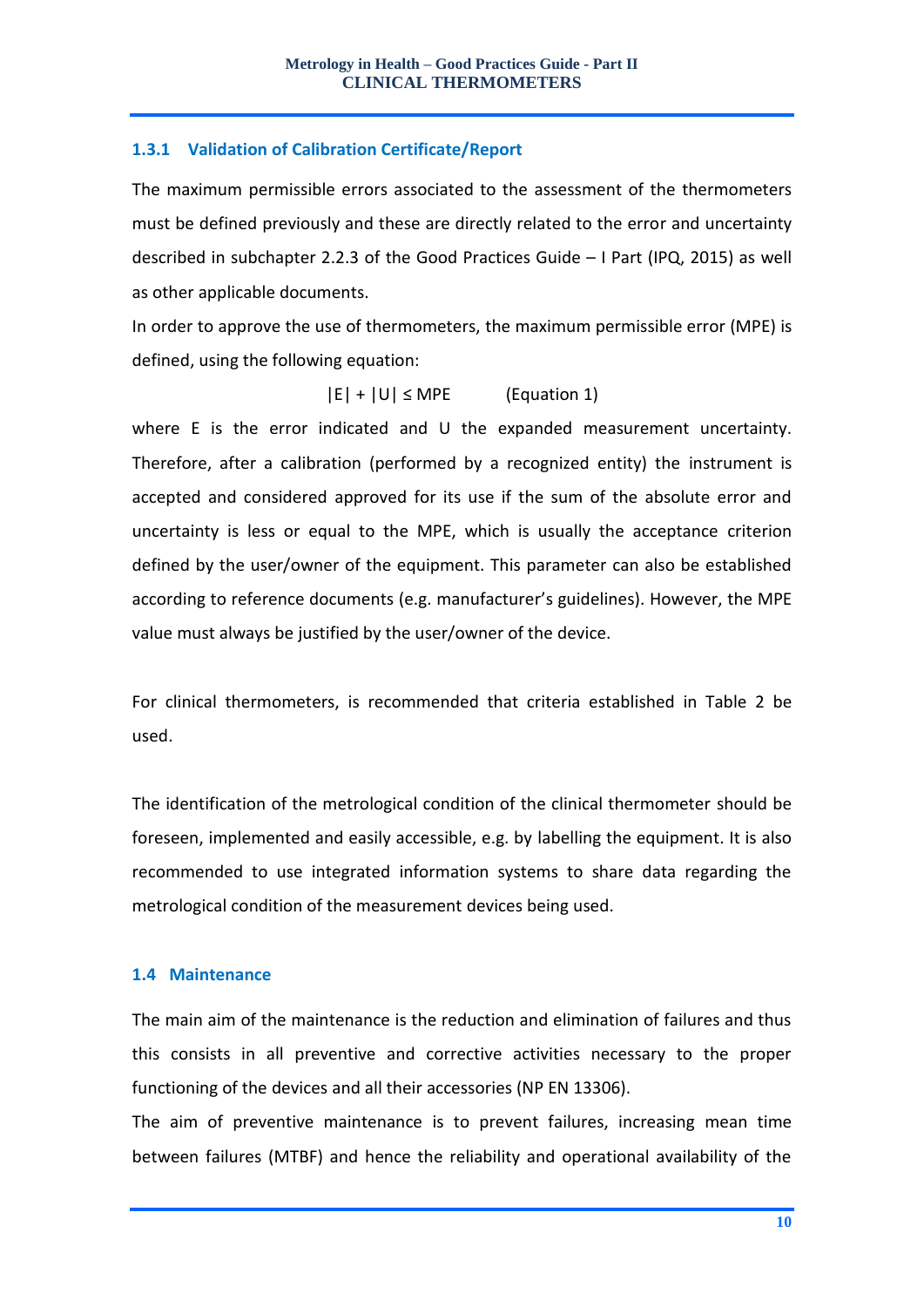### 1.3.1 Validation of Calibration Certificate/Report

The maximum permissible errors associated to the assessment of the thermometers must be defined previously and these are directly related to the error and uncertainty described in subchapter 2.2.3 of the Good Practices Guide – I Part (IPQ, 2015) as well as other applicable documents.

In order to approve the use of thermometers, the maximum permissible error (MPE) is defined, using the following equation:

$$|E| + |U| \leq MPE \qquad \text{(Equation 1)}$$

where E is the error indicated and U the expanded measurement uncertainty. Therefore, after a calibration (performed by a recognized entity) the instrument is accepted and considered approved for its use if the sum of the absolute error and uncertainty is less or equal to the MPE, which is usually the acceptance criterion defined by the user/owner of the equipment. This parameter can also be established according to reference documents (e.g. manufacturer's guidelines). However, the MPE value must always be justified by the user/owner of the device.

For clinical thermometers, is recommended that criteria established in Table 2 be used.

The identification of the metrological condition of the clinical thermometer should be foreseen, implemented and easily accessible, e.g. by labelling the equipment. It is also recommended to use integrated information systems to share data regarding the metrological condition of the measurement devices being used.

## 1.4 Maintenance

The main aim of the maintenance is the reduction and elimination of failures and thus this consists in all preventive and corrective activities necessary to the proper functioning of the devices and all their accessories (NP EN 13306).

The aim of preventive maintenance is to prevent failures, increasing mean time between failures (MTBF) and hence the reliability and operational availability of the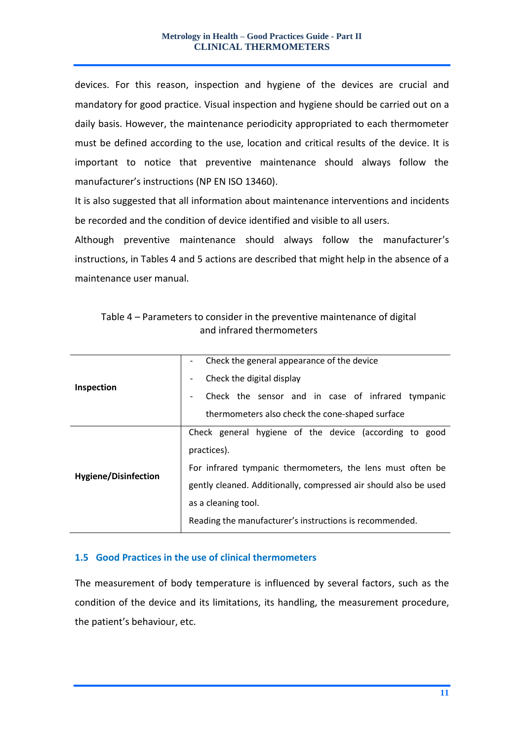devices. For this reason, inspection and hygiene of the devices are crucial and mandatory for good practice. Visual inspection and hygiene should be carried out on a daily basis. However, the maintenance periodicity appropriated to each thermometer must be defined according to the use, location and critical results of the device. It is important to notice that preventive maintenance should always follow the manufacturer's instructions (NP EN ISO 13460).

It is also suggested that all information about maintenance interventions and incidents be recorded and the condition of device identified and visible to all users.

Although preventive maintenance should always follow the manufacturer's instructions, in Tables 4 and 5 actions are described that might help in the absence of a maintenance user manual.

Table 4 – Parameters to consider in the preventive maintenance of digital and infrared thermometers

| | |
|---|---|
| **Inspection** | - Check the general appearance of the device<br>- Check the digital display<br>- Check the sensor and in case of infrared tympanic thermometers also check the cone-shaped surface |
| **Hygiene/Disinfection** | Check general hygiene of the device (according to good practices).<br>For infrared tympanic thermometers, the lens must often be gently cleaned. Additionally, compressed air should also be used as a cleaning tool.<br>Reading the manufacturer's instructions is recommended. |

### 1.5 Good Practices in the use of clinical thermometers

The measurement of body temperature is influenced by several factors, such as the condition of the device and its limitations, its handling, the measurement procedure, the patient's behaviour, etc.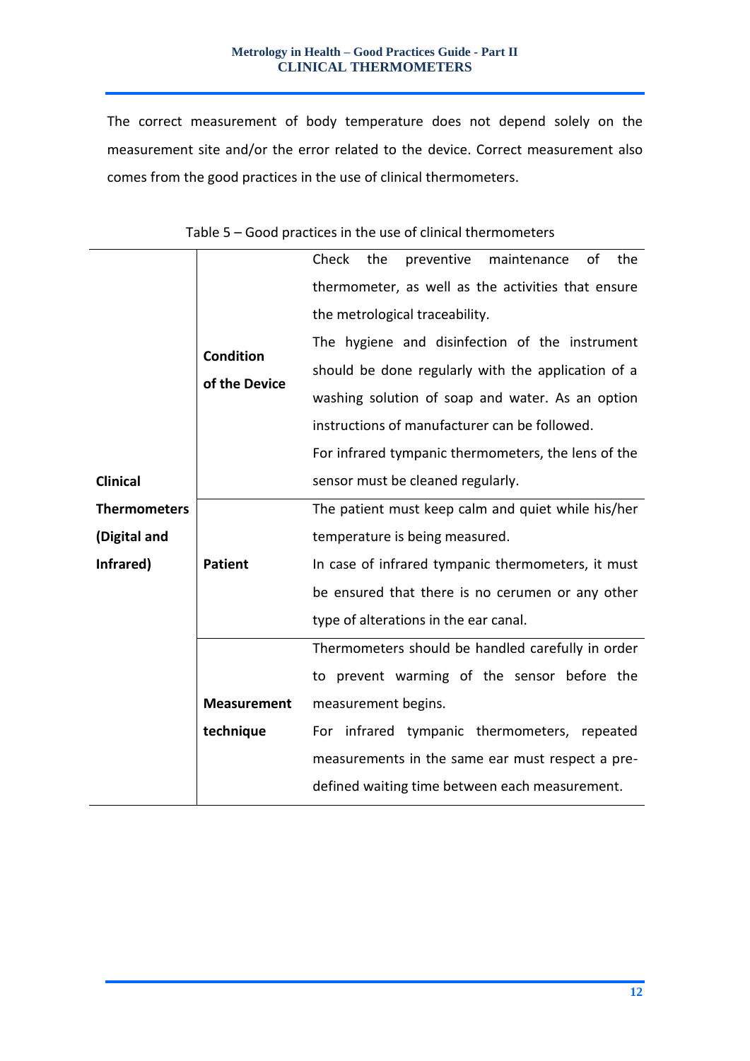The correct measurement of body temperature does not depend solely on the measurement site and/or the error related to the device. Correct measurement also comes from the good practices in the use of clinical thermometers.

Table 5 – Good practices in the use of clinical thermometers

| | | |
|---|---|---|
| **Clinical Thermometers (Digital and Infrared)** | **Condition of the Device** | Check the preventive maintenance of the thermometer, as well as the activities that ensure the metrological traceability.<br>The hygiene and disinfection of the instrument should be done regularly with the application of a washing solution of soap and water. As an option instructions of manufacturer can be followed.<br>For infrared tympanic thermometers, the lens of the sensor must be cleaned regularly. |
| | **Patient** | The patient must keep calm and quiet while his/her temperature is being measured.<br>In case of infrared tympanic thermometers, it must be ensured that there is no cerumen or any other type of alterations in the ear canal. |
| | **Measurement technique** | Thermometers should be handled carefully in order to prevent warming of the sensor before the measurement begins.<br>For infrared tympanic thermometers, repeated measurements in the same ear must respect a pre-defined waiting time between each measurement. |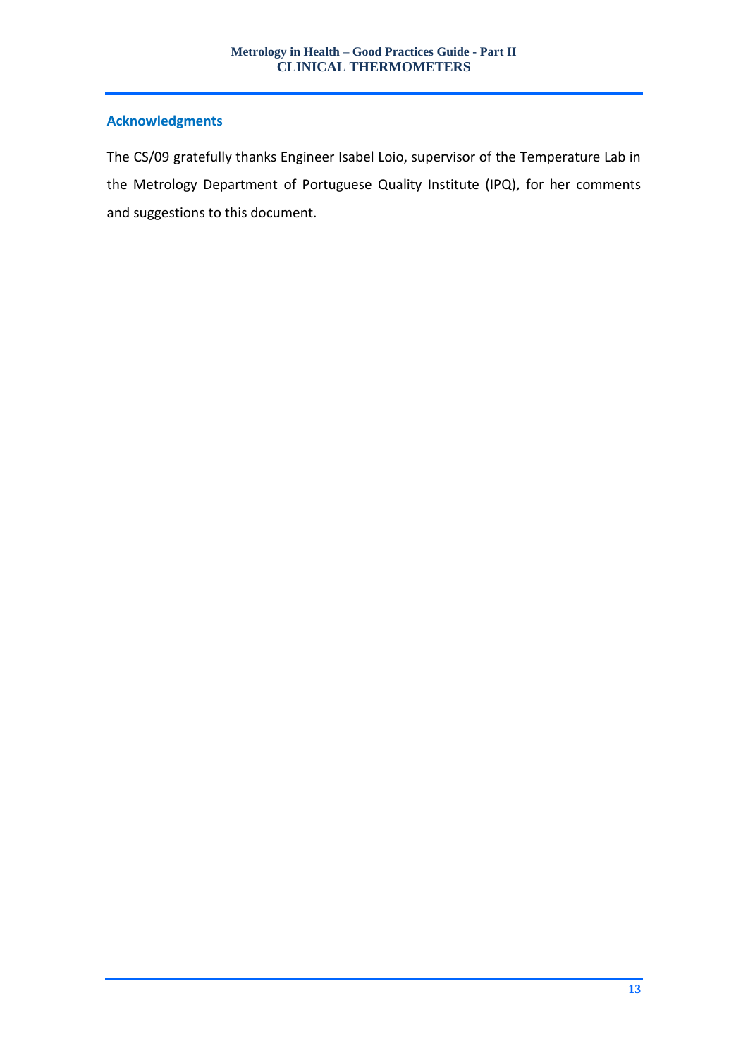## Acknowledgments

The CS/09 gratefully thanks Engineer Isabel Loio, supervisor of the Temperature Lab in the Metrology Department of Portuguese Quality Institute (IPQ), for her comments and suggestions to this document.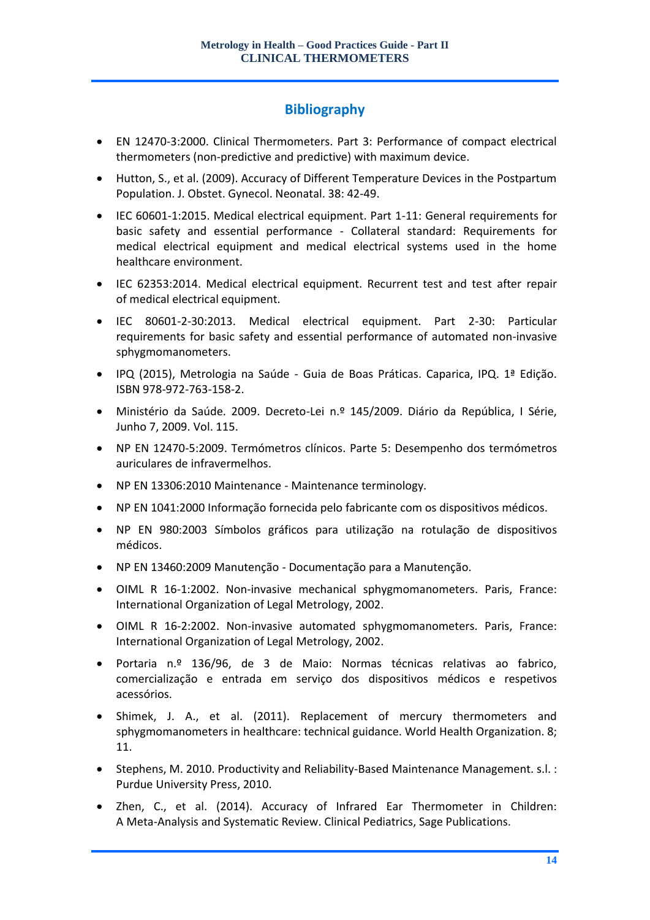# Bibliography

- EN 12470-3:2000. Clinical Thermometers. Part 3: Performance of compact electrical thermometers (non-predictive and predictive) with maximum device.
- Hutton, S., et al. (2009). Accuracy of Different Temperature Devices in the Postpartum Population. J. Obstet. Gynecol. Neonatal. 38: 42-49.
- IEC 60601-1:2015. Medical electrical equipment. Part 1-11: General requirements for basic safety and essential performance - Collateral standard: Requirements for medical electrical equipment and medical electrical systems used in the home healthcare environment.
- IEC 62353:2014. Medical electrical equipment. Recurrent test and test after repair of medical electrical equipment.
- IEC 80601-2-30:2013. Medical electrical equipment. Part 2-30: Particular requirements for basic safety and essential performance of automated non-invasive sphygmomanometers.
- IPQ (2015), Metrologia na Saúde - Guia de Boas Práticas. Caparica, IPQ. 1ª Edição. ISBN 978-972-763-158-2.
- Ministério da Saúde. 2009. Decreto-Lei n.º 145/2009. Diário da República, I Série, Junho 7, 2009. Vol. 115.
- NP EN 12470-5:2009. Termómetros clínicos. Parte 5: Desempenho dos termómetros auriculares de infravermelhos.
- NP EN 13306:2010 Maintenance - Maintenance terminology.
- NP EN 1041:2000 Informação fornecida pelo fabricante com os dispositivos médicos.
- NP EN 980:2003 Símbolos gráficos para utilização na rotulação de dispositivos médicos.
- NP EN 13460:2009 Manutenção - Documentação para a Manutenção.
- OIML R 16-1:2002. Non-invasive mechanical sphygmomanometers. Paris, France: International Organization of Legal Metrology, 2002.
- OIML R 16-2:2002. Non-invasive automated sphygmomanometers. Paris, France: International Organization of Legal Metrology, 2002.
- Portaria n.º 136/96, de 3 de Maio: Normas técnicas relativas ao fabrico, comercialização e entrada em serviço dos dispositivos médicos e respetivos acessórios.
- Shimek, J. A., et al. (2011). Replacement of mercury thermometers and sphygmomanometers in healthcare: technical guidance. World Health Organization. 8; 11.
- Stephens, M. 2010. Productivity and Reliability-Based Maintenance Management. s.l. : Purdue University Press, 2010.
- Zhen, C., et al. (2014). Accuracy of Infrared Ear Thermometer in Children: A Meta-Analysis and Systematic Review. Clinical Pediatrics, Sage Publications.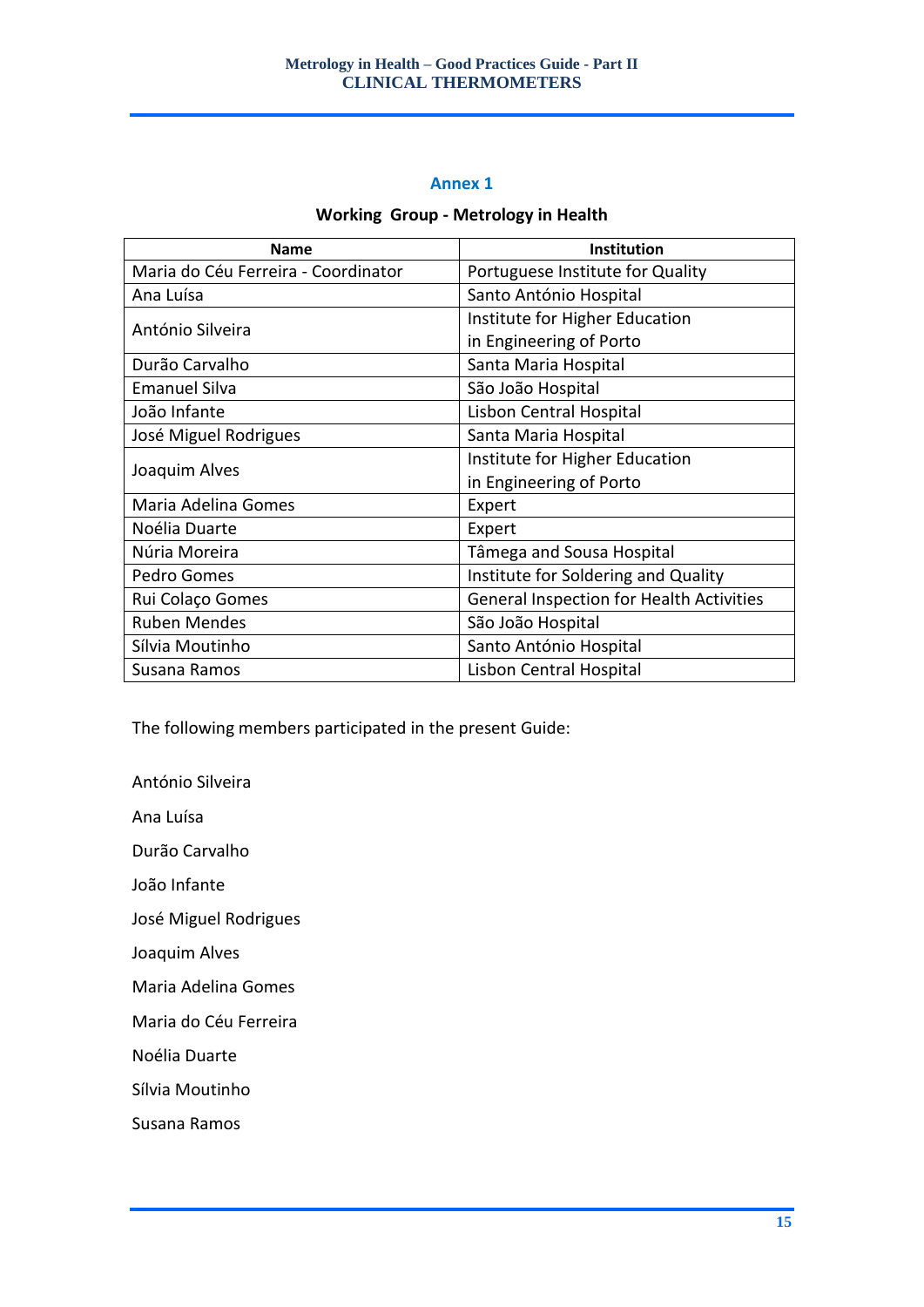## Annex 1

### Working Group - Metrology in Health

| Name | Institution |
|---|---|
| Maria do Céu Ferreira - Coordinator | Portuguese Institute for Quality |
| Ana Luísa | Santo António Hospital |
| António Silveira | Institute for Higher Education in Engineering of Porto |
| Durão Carvalho | Santa Maria Hospital |
| Emanuel Silva | São João Hospital |
| João Infante | Lisbon Central Hospital |
| José Miguel Rodrigues | Santa Maria Hospital |
| Joaquim Alves | Institute for Higher Education in Engineering of Porto |
| Maria Adelina Gomes | Expert |
| Noélia Duarte | Expert |
| Núria Moreira | Tâmega and Sousa Hospital |
| Pedro Gomes | Institute for Soldering and Quality |
| Rui Colaço Gomes | General Inspection for Health Activities |
| Ruben Mendes | São João Hospital |
| Sílvia Moutinho | Santo António Hospital |
| Susana Ramos | Lisbon Central Hospital |

The following members participated in the present Guide:

António Silveira

Ana Luísa

Durão Carvalho

João Infante

José Miguel Rodrigues

Joaquim Alves

Maria Adelina Gomes

Maria do Céu Ferreira

Noélia Duarte

Sílvia Moutinho

Susana Ramos